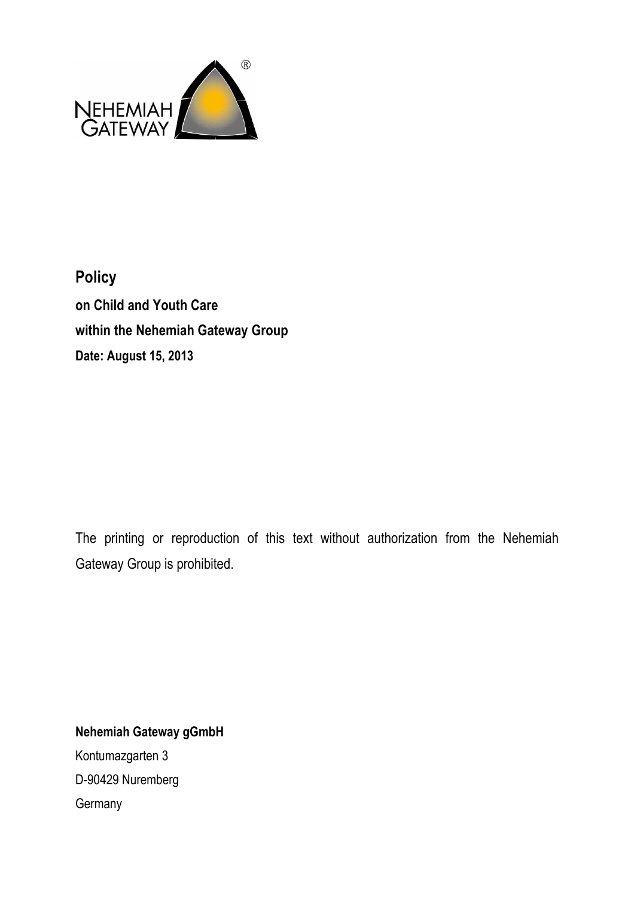NEHEMIAH GATEWAY ®

**Policy**

**on Child and Youth Care**

**within the Nehemiah Gateway Group**

**Date: August 15, 2013**

The printing or reproduction of this text without authorization from the Nehemiah Gateway Group is prohibited.

**Nehemiah Gateway gGmbH**

Kontumazgarten 3

D-90429 Nuremberg

Germany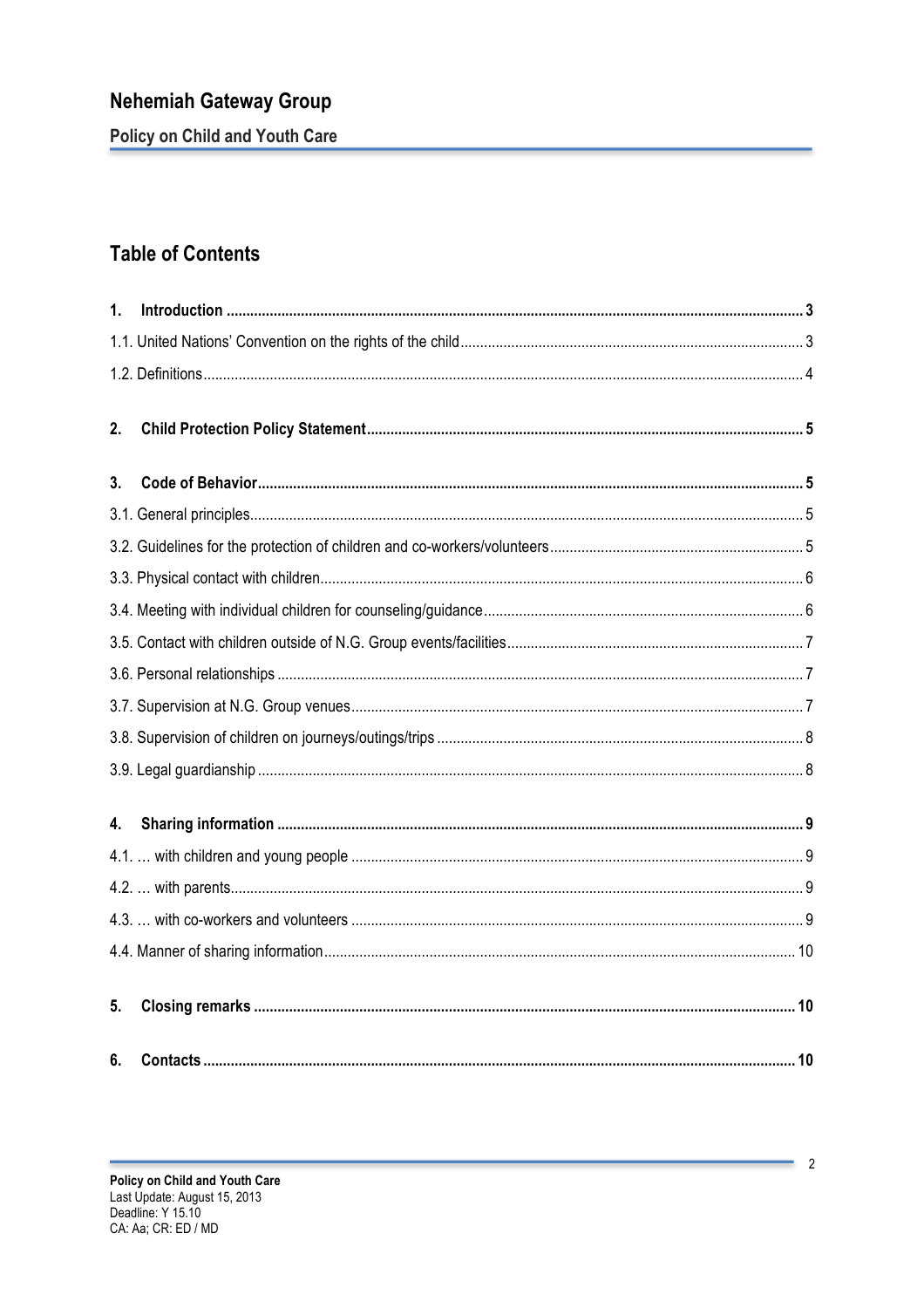# Nehemiah Gateway Group

## Policy on Child and Youth Care

## Table of Contents

**1. Introduction** ... 3

1.1. United Nations' Convention on the rights of the child ... 3

1.2. Definitions ... 4

**2. Child Protection Policy Statement** ... 5

**3. Code of Behavior** ... 5

3.1. General principles ... 5

3.2. Guidelines for the protection of children and co-workers/volunteers ... 5

3.3. Physical contact with children ... 6

3.4. Meeting with individual children for counseling/guidance ... 6

3.5. Contact with children outside of N.G. Group events/facilities ... 7

3.6. Personal relationships ... 7

3.7. Supervision at N.G. Group venues ... 7

3.8. Supervision of children on journeys/outings/trips ... 8

3.9. Legal guardianship ... 8

**4. Sharing information** ... 9

4.1. … with children and young people ... 9

4.2. … with parents ... 9

4.3. … with co-workers and volunteers ... 9

4.4. Manner of sharing information ... 10

**5. Closing remarks** ... 10

**6. Contacts** ... 10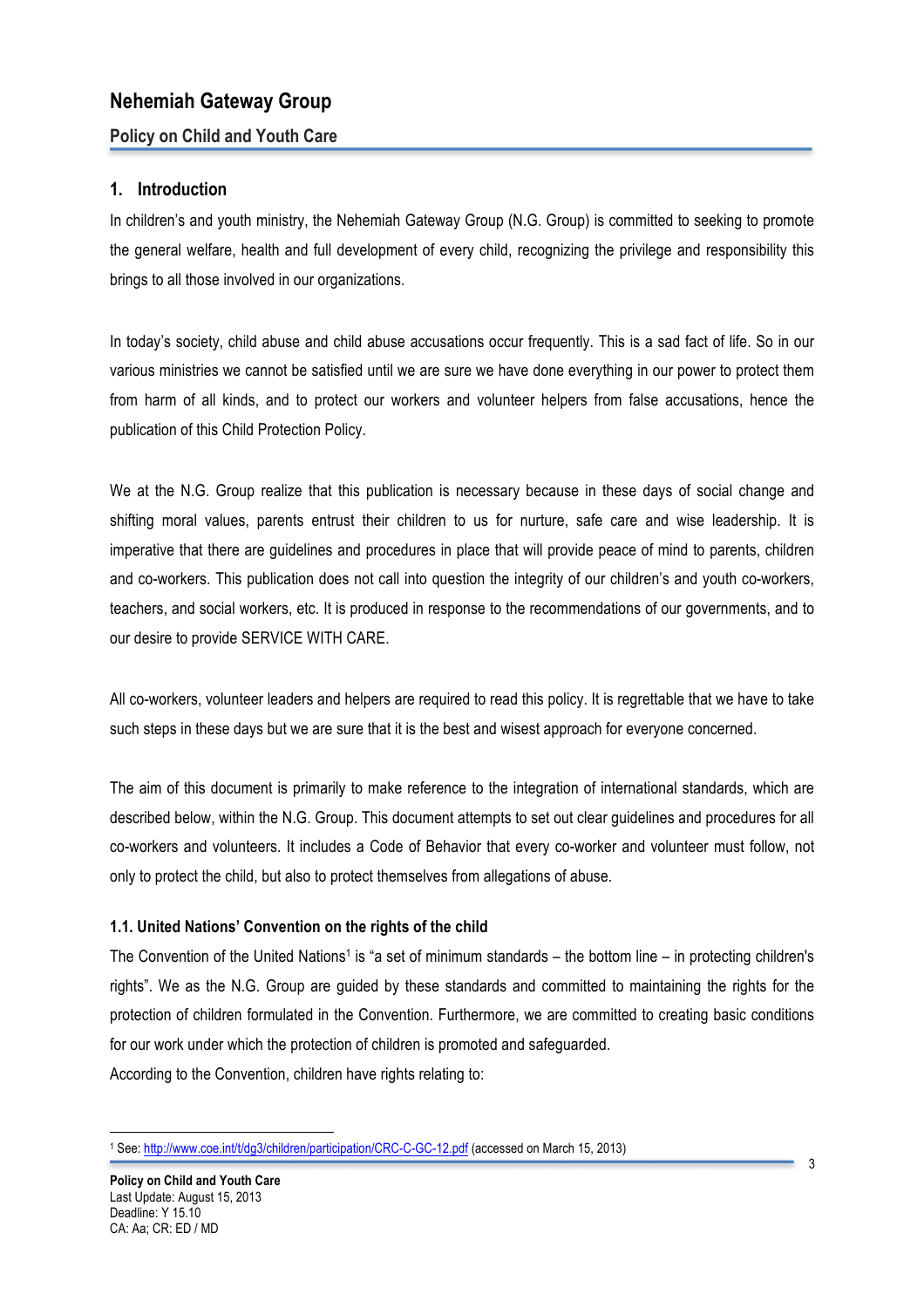# Nehemiah Gateway Group

## Policy on Child and Youth Care

## 1. Introduction

In children's and youth ministry, the Nehemiah Gateway Group (N.G. Group) is committed to seeking to promote the general welfare, health and full development of every child, recognizing the privilege and responsibility this brings to all those involved in our organizations.

In today's society, child abuse and child abuse accusations occur frequently. This is a sad fact of life. So in our various ministries we cannot be satisfied until we are sure we have done everything in our power to protect them from harm of all kinds, and to protect our workers and volunteer helpers from false accusations, hence the publication of this Child Protection Policy.

We at the N.G. Group realize that this publication is necessary because in these days of social change and shifting moral values, parents entrust their children to us for nurture, safe care and wise leadership. It is imperative that there are guidelines and procedures in place that will provide peace of mind to parents, children and co-workers. This publication does not call into question the integrity of our children's and youth co-workers, teachers, and social workers, etc. It is produced in response to the recommendations of our governments, and to our desire to provide SERVICE WITH CARE.

All co-workers, volunteer leaders and helpers are required to read this policy. It is regrettable that we have to take such steps in these days but we are sure that it is the best and wisest approach for everyone concerned.

The aim of this document is primarily to make reference to the integration of international standards, which are described below, within the N.G. Group. This document attempts to set out clear guidelines and procedures for all co-workers and volunteers. It includes a Code of Behavior that every co-worker and volunteer must follow, not only to protect the child, but also to protect themselves from allegations of abuse.

### 1.1. United Nations' Convention on the rights of the child

The Convention of the United Nations[1] is "a set of minimum standards – the bottom line – in protecting children's rights". We as the N.G. Group are guided by these standards and committed to maintaining the rights for the protection of children formulated in the Convention. Furthermore, we are committed to creating basic conditions for our work under which the protection of children is promoted and safeguarded.

According to the Convention, children have rights relating to:

[1] See: http://www.coe.int/t/dg3/children/participation/CRC-C-GC-12.pdf (accessed on March 15, 2013)

**Policy on Child and Youth Care**
Last Update: August 15, 2013
Deadline: Y 15.10
CA: Aa; CR: ED / MD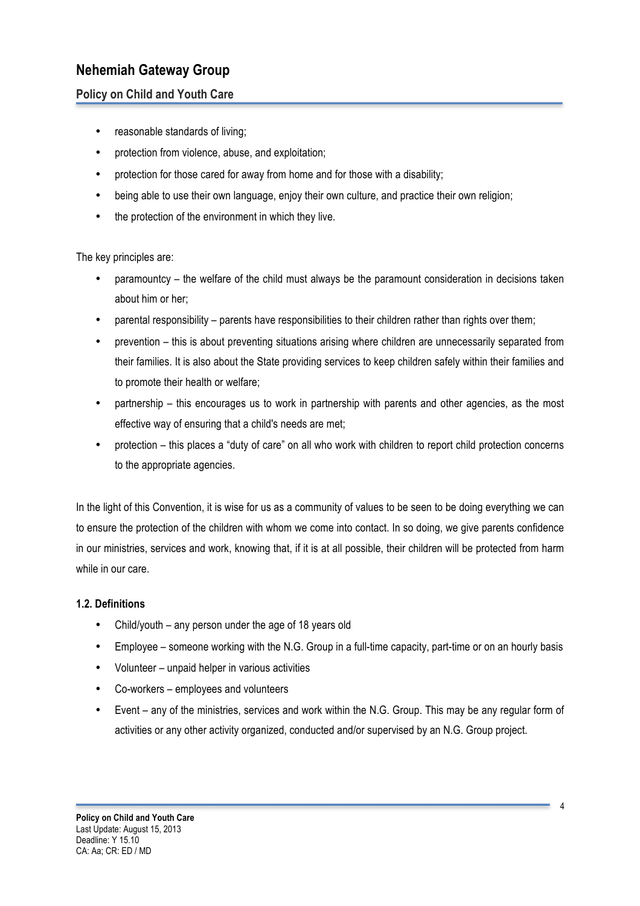- reasonable standards of living;
- protection from violence, abuse, and exploitation;
- protection for those cared for away from home and for those with a disability;
- being able to use their own language, enjoy their own culture, and practice their own religion;
- the protection of the environment in which they live.

The key principles are:

- paramountcy – the welfare of the child must always be the paramount consideration in decisions taken about him or her;
- parental responsibility – parents have responsibilities to their children rather than rights over them;
- prevention – this is about preventing situations arising where children are unnecessarily separated from their families. It is also about the State providing services to keep children safely within their families and to promote their health or welfare;
- partnership – this encourages us to work in partnership with parents and other agencies, as the most effective way of ensuring that a child's needs are met;
- protection – this places a "duty of care" on all who work with children to report child protection concerns to the appropriate agencies.

In the light of this Convention, it is wise for us as a community of values to be seen to be doing everything we can to ensure the protection of the children with whom we come into contact. In so doing, we give parents confidence in our ministries, services and work, knowing that, if it is at all possible, their children will be protected from harm while in our care.

#### 1.2. Definitions

- Child/youth – any person under the age of 18 years old
- Employee – someone working with the N.G. Group in a full-time capacity, part-time or on an hourly basis
- Volunteer – unpaid helper in various activities
- Co-workers – employees and volunteers
- Event – any of the ministries, services and work within the N.G. Group. This may be any regular form of activities or any other activity organized, conducted and/or supervised by an N.G. Group project.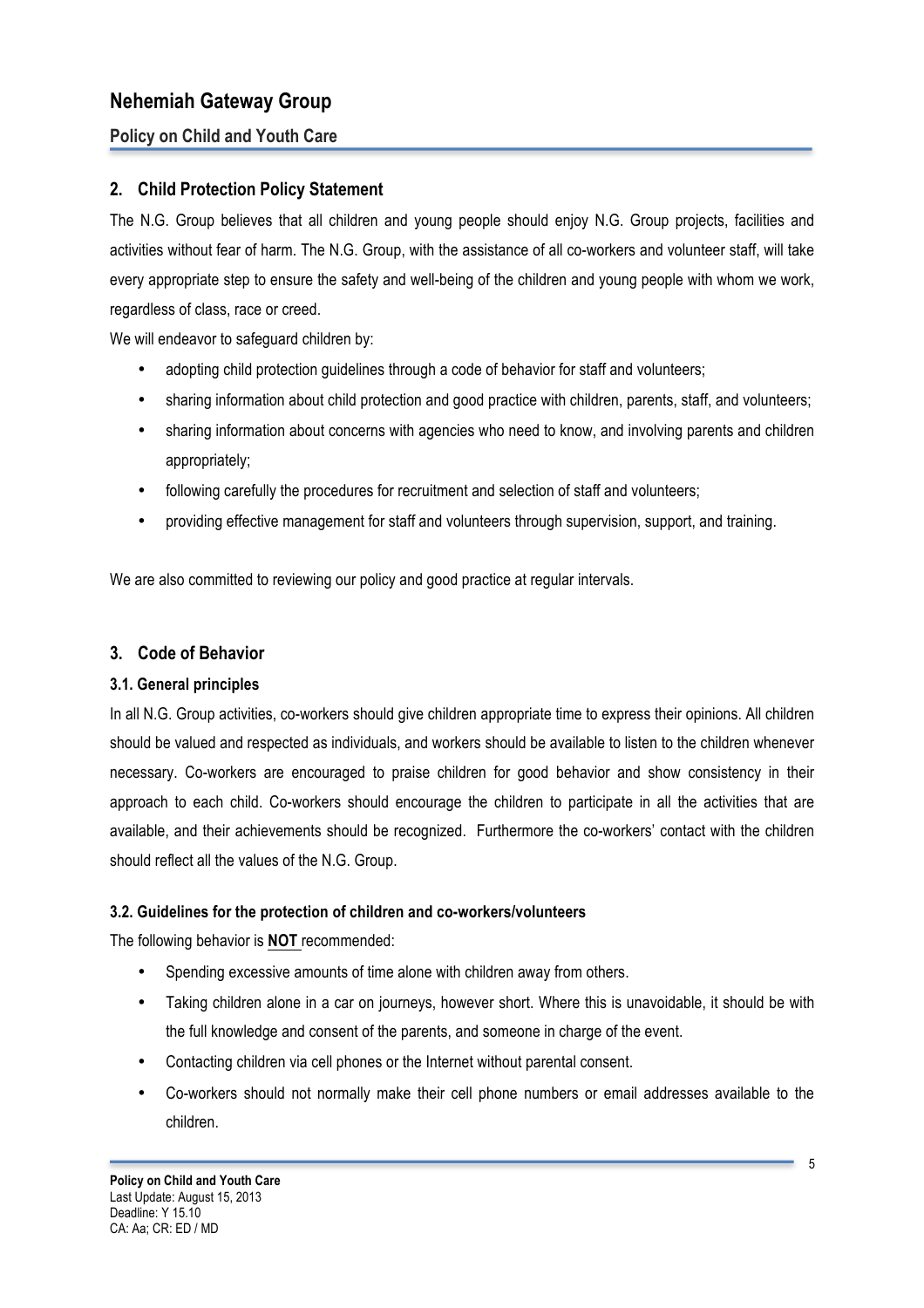## 2. Child Protection Policy Statement

The N.G. Group believes that all children and young people should enjoy N.G. Group projects, facilities and activities without fear of harm. The N.G. Group, with the assistance of all co-workers and volunteer staff, will take every appropriate step to ensure the safety and well-being of the children and young people with whom we work, regardless of class, race or creed.

We will endeavor to safeguard children by:

- adopting child protection guidelines through a code of behavior for staff and volunteers;
- sharing information about child protection and good practice with children, parents, staff, and volunteers;
- sharing information about concerns with agencies who need to know, and involving parents and children appropriately;
- following carefully the procedures for recruitment and selection of staff and volunteers;
- providing effective management for staff and volunteers through supervision, support, and training.

We are also committed to reviewing our policy and good practice at regular intervals.

## 3. Code of Behavior

### 3.1. General principles

In all N.G. Group activities, co-workers should give children appropriate time to express their opinions. All children should be valued and respected as individuals, and workers should be available to listen to the children whenever necessary. Co-workers are encouraged to praise children for good behavior and show consistency in their approach to each child. Co-workers should encourage the children to participate in all the activities that are available, and their achievements should be recognized. Furthermore the co-workers' contact with the children should reflect all the values of the N.G. Group.

### 3.2. Guidelines for the protection of children and co-workers/volunteers

The following behavior is **NOT** recommended:

- Spending excessive amounts of time alone with children away from others.
- Taking children alone in a car on journeys, however short. Where this is unavoidable, it should be with the full knowledge and consent of the parents, and someone in charge of the event.
- Contacting children via cell phones or the Internet without parental consent.
- Co-workers should not normally make their cell phone numbers or email addresses available to the children.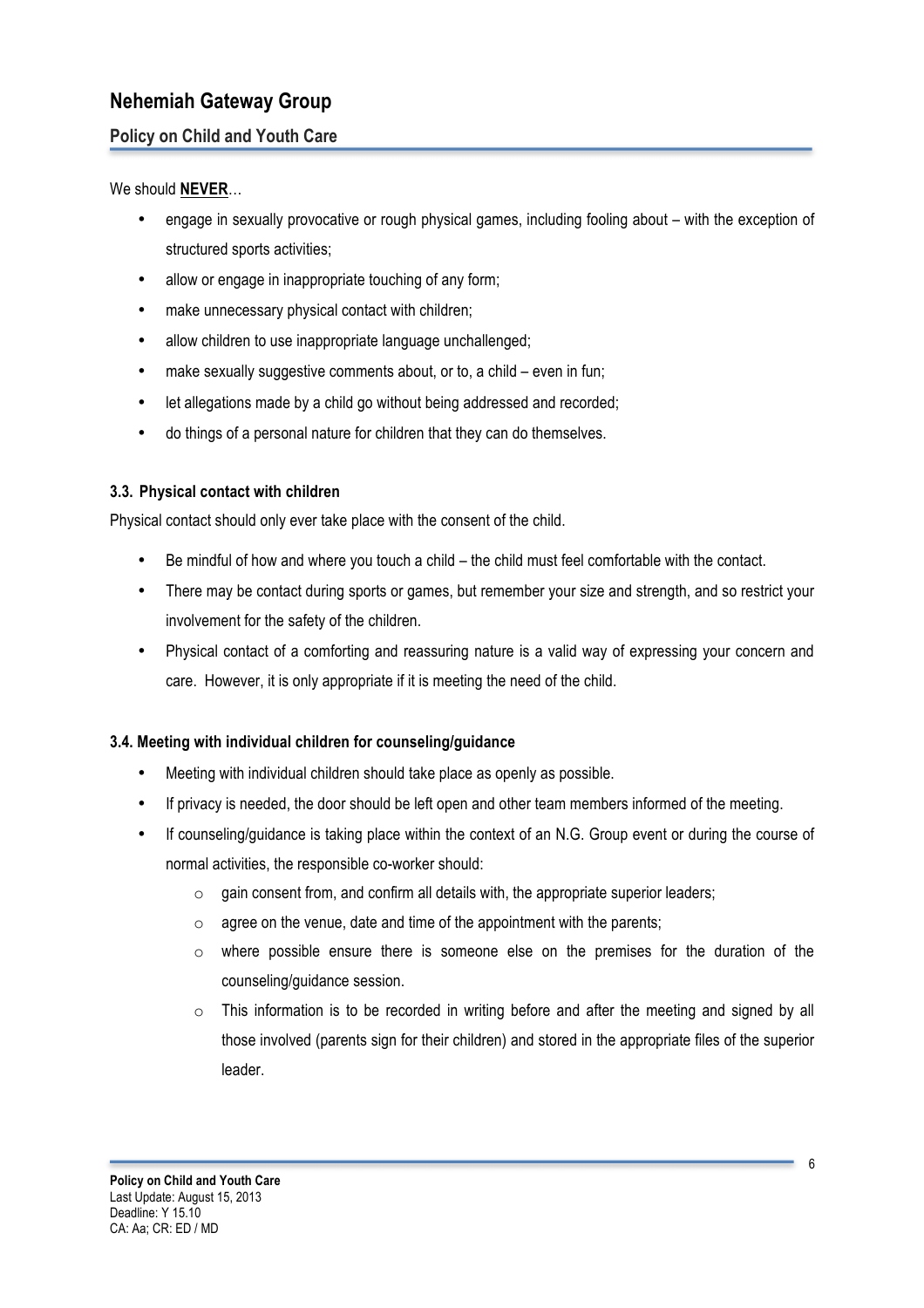We should **NEVER**…

- engage in sexually provocative or rough physical games, including fooling about – with the exception of structured sports activities;
- allow or engage in inappropriate touching of any form;
- make unnecessary physical contact with children;
- allow children to use inappropriate language unchallenged;
- make sexually suggestive comments about, or to, a child – even in fun;
- let allegations made by a child go without being addressed and recorded;
- do things of a personal nature for children that they can do themselves.

### 3.3. Physical contact with children

Physical contact should only ever take place with the consent of the child.

- Be mindful of how and where you touch a child – the child must feel comfortable with the contact.
- There may be contact during sports or games, but remember your size and strength, and so restrict your involvement for the safety of the children.
- Physical contact of a comforting and reassuring nature is a valid way of expressing your concern and care. However, it is only appropriate if it is meeting the need of the child.

### 3.4. Meeting with individual children for counseling/guidance

- Meeting with individual children should take place as openly as possible.
- If privacy is needed, the door should be left open and other team members informed of the meeting.
- If counseling/guidance is taking place within the context of an N.G. Group event or during the course of normal activities, the responsible co-worker should:
  - gain consent from, and confirm all details with, the appropriate superior leaders;
  - agree on the venue, date and time of the appointment with the parents;
  - where possible ensure there is someone else on the premises for the duration of the counseling/guidance session.
  - This information is to be recorded in writing before and after the meeting and signed by all those involved (parents sign for their children) and stored in the appropriate files of the superior leader.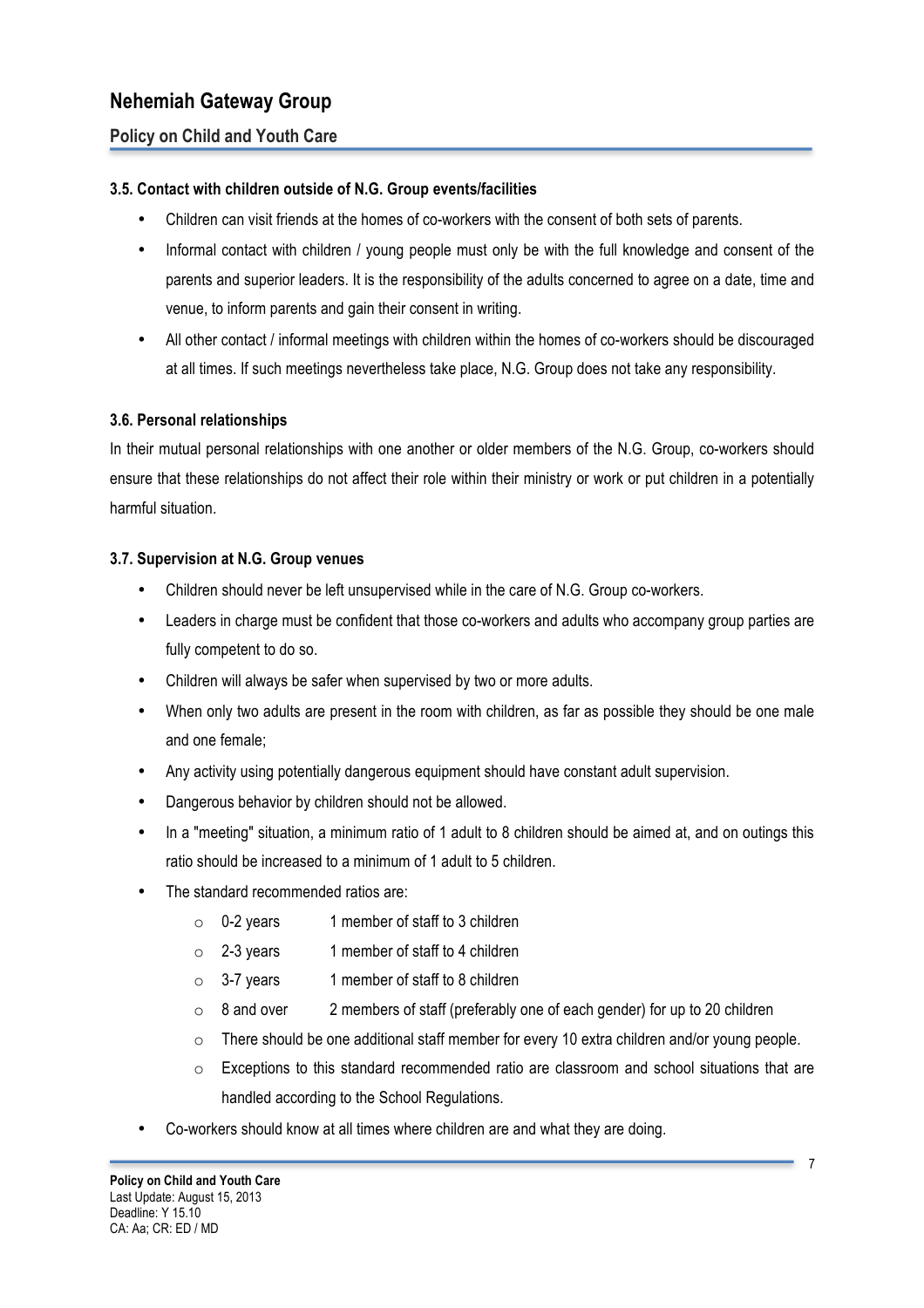### 3.5. Contact with children outside of N.G. Group events/facilities

- Children can visit friends at the homes of co-workers with the consent of both sets of parents.
- Informal contact with children / young people must only be with the full knowledge and consent of the parents and superior leaders. It is the responsibility of the adults concerned to agree on a date, time and venue, to inform parents and gain their consent in writing.
- All other contact / informal meetings with children within the homes of co-workers should be discouraged at all times. If such meetings nevertheless take place, N.G. Group does not take any responsibility.

### 3.6. Personal relationships

In their mutual personal relationships with one another or older members of the N.G. Group, co-workers should ensure that these relationships do not affect their role within their ministry or work or put children in a potentially harmful situation.

### 3.7. Supervision at N.G. Group venues

- Children should never be left unsupervised while in the care of N.G. Group co-workers.
- Leaders in charge must be confident that those co-workers and adults who accompany group parties are fully competent to do so.
- Children will always be safer when supervised by two or more adults.
- When only two adults are present in the room with children, as far as possible they should be one male and one female;
- Any activity using potentially dangerous equipment should have constant adult supervision.
- Dangerous behavior by children should not be allowed.
- In a "meeting" situation, a minimum ratio of 1 adult to 8 children should be aimed at, and on outings this ratio should be increased to a minimum of 1 adult to 5 children.
- The standard recommended ratios are:
  - 0-2 years 1 member of staff to 3 children
  - 2-3 years 1 member of staff to 4 children
  - 3-7 years 1 member of staff to 8 children
  - 8 and over 2 members of staff (preferably one of each gender) for up to 20 children
  - There should be one additional staff member for every 10 extra children and/or young people.
  - Exceptions to this standard recommended ratio are classroom and school situations that are handled according to the School Regulations.
- Co-workers should know at all times where children are and what they are doing.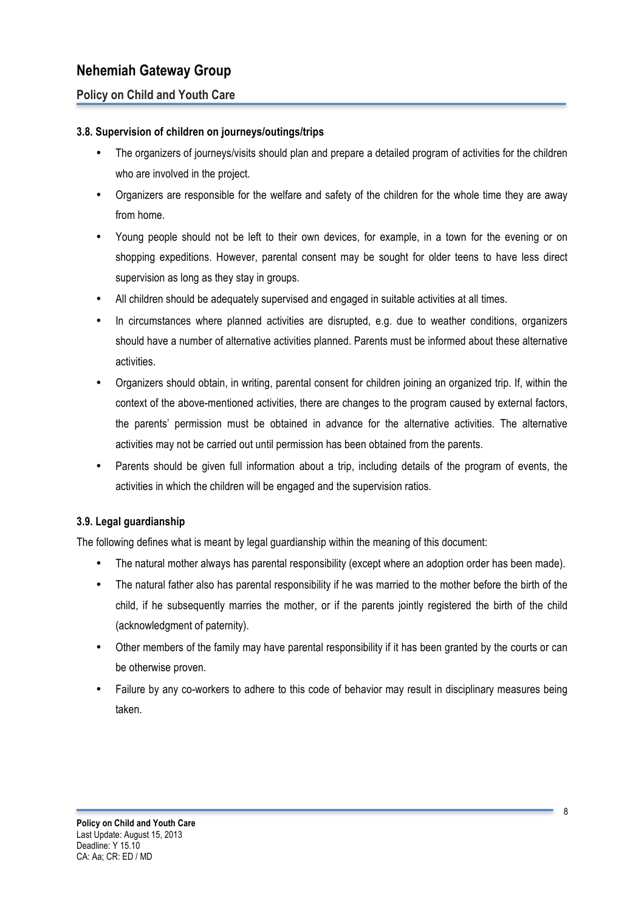### 3.8. Supervision of children on journeys/outings/trips

- The organizers of journeys/visits should plan and prepare a detailed program of activities for the children who are involved in the project.
- Organizers are responsible for the welfare and safety of the children for the whole time they are away from home.
- Young people should not be left to their own devices, for example, in a town for the evening or on shopping expeditions. However, parental consent may be sought for older teens to have less direct supervision as long as they stay in groups.
- All children should be adequately supervised and engaged in suitable activities at all times.
- In circumstances where planned activities are disrupted, e.g. due to weather conditions, organizers should have a number of alternative activities planned. Parents must be informed about these alternative activities.
- Organizers should obtain, in writing, parental consent for children joining an organized trip. If, within the context of the above-mentioned activities, there are changes to the program caused by external factors, the parents' permission must be obtained in advance for the alternative activities. The alternative activities may not be carried out until permission has been obtained from the parents.
- Parents should be given full information about a trip, including details of the program of events, the activities in which the children will be engaged and the supervision ratios.

### 3.9. Legal guardianship

The following defines what is meant by legal guardianship within the meaning of this document:

- The natural mother always has parental responsibility (except where an adoption order has been made).
- The natural father also has parental responsibility if he was married to the mother before the birth of the child, if he subsequently marries the mother, or if the parents jointly registered the birth of the child (acknowledgment of paternity).
- Other members of the family may have parental responsibility if it has been granted by the courts or can be otherwise proven.
- Failure by any co-workers to adhere to this code of behavior may result in disciplinary measures being taken.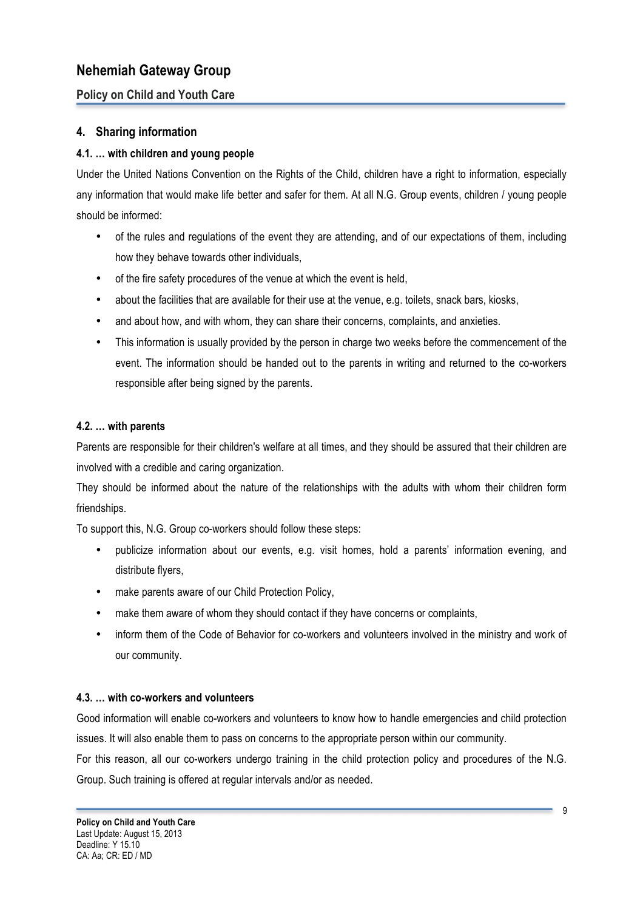## 4. Sharing information

### 4.1. … with children and young people

Under the United Nations Convention on the Rights of the Child, children have a right to information, especially any information that would make life better and safer for them. At all N.G. Group events, children / young people should be informed:

- of the rules and regulations of the event they are attending, and of our expectations of them, including how they behave towards other individuals,
- of the fire safety procedures of the venue at which the event is held,
- about the facilities that are available for their use at the venue, e.g. toilets, snack bars, kiosks,
- and about how, and with whom, they can share their concerns, complaints, and anxieties.
- This information is usually provided by the person in charge two weeks before the commencement of the event. The information should be handed out to the parents in writing and returned to the co-workers responsible after being signed by the parents.

### 4.2. … with parents

Parents are responsible for their children's welfare at all times, and they should be assured that their children are involved with a credible and caring organization.

They should be informed about the nature of the relationships with the adults with whom their children form friendships.

To support this, N.G. Group co-workers should follow these steps:

- publicize information about our events, e.g. visit homes, hold a parents' information evening, and distribute flyers,
- make parents aware of our Child Protection Policy,
- make them aware of whom they should contact if they have concerns or complaints,
- inform them of the Code of Behavior for co-workers and volunteers involved in the ministry and work of our community.

### 4.3. … with co-workers and volunteers

Good information will enable co-workers and volunteers to know how to handle emergencies and child protection issues. It will also enable them to pass on concerns to the appropriate person within our community.

For this reason, all our co-workers undergo training in the child protection policy and procedures of the N.G. Group. Such training is offered at regular intervals and/or as needed.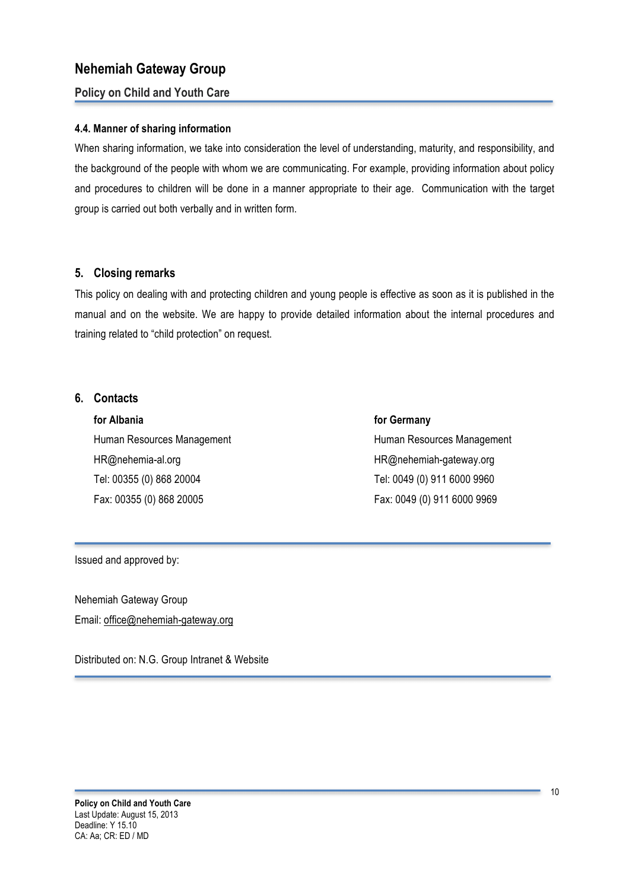#### 4.4. Manner of sharing information

When sharing information, we take into consideration the level of understanding, maturity, and responsibility, and the background of the people with whom we are communicating. For example, providing information about policy and procedures to children will be done in a manner appropriate to their age. Communication with the target group is carried out both verbally and in written form.

## 5. Closing remarks

This policy on dealing with and protecting children and young people is effective as soon as it is published in the manual and on the website. We are happy to provide detailed information about the internal procedures and training related to "child protection" on request.

## 6. Contacts

**for Albania**
Human Resources Management
HR@nehemia-al.org
Tel: 00355 (0) 868 20004
Fax: 00355 (0) 868 20005

**for Germany**
Human Resources Management
HR@nehemiah-gateway.org
Tel: 0049 (0) 911 6000 9960
Fax: 0049 (0) 911 6000 9969

---

Issued and approved by:

Nehemiah Gateway Group
Email: office@nehemiah-gateway.org

Distributed on: N.G. Group Intranet & Website

---